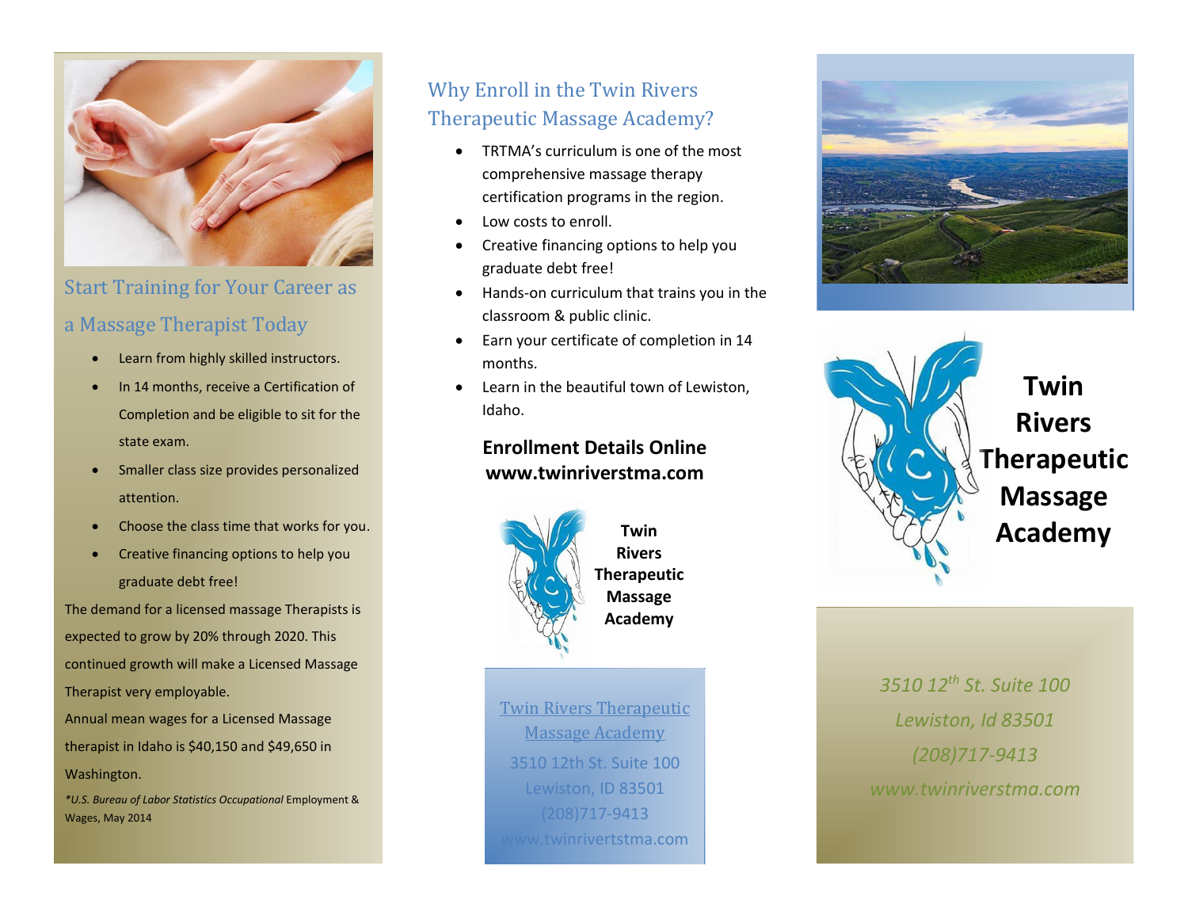## Start Training for Your Career as a Massage Therapist Today

- Learn from highly skilled instructors.
- In 14 months, receive a Certification of Completion and be eligible to sit for the state exam.
- Smaller class size provides personalized attention.
- Choose the class time that works for you.
- Creative financing options to help you graduate debt free!

The demand for a licensed massage Therapists is expected to grow by 20% through 2020. This continued growth will make a Licensed Massage Therapist very employable.

Annual mean wages for a Licensed Massage therapist in Idaho is $40,150 and $49,650 in Washington.

*\*U.S. Bureau of Labor Statistics Occupational* Employment & Wages, May 2014

## Why Enroll in the Twin Rivers Therapeutic Massage Academy?

- TRTMA's curriculum is one of the most comprehensive massage therapy certification programs in the region.
- Low costs to enroll.
- Creative financing options to help you graduate debt free!
- Hands-on curriculum that trains you in the classroom & public clinic.
- Earn your certificate of completion in 14 months.
- Learn in the beautiful town of Lewiston, Idaho.

**Enrollment Details Online**
**www.twinriverstma.com**

**Twin Rivers Therapeutic Massage Academy**

Twin Rivers Therapeutic Massage Academy
3510 12th St. Suite 100
Lewiston, ID 83501
(208)717-9413
www.twinrivertstma.com

# Twin Rivers Therapeutic Massage Academy

*3510 12th St. Suite 100*
*Lewiston, Id 83501*
*(208)717-9413*
*www.twinriverstma.com*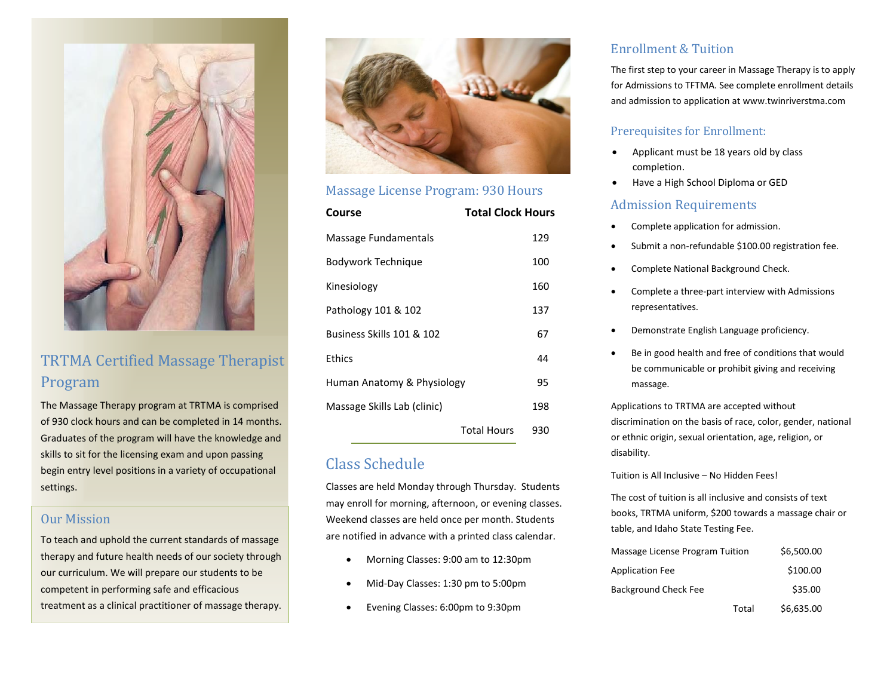## TRTMA Certified Massage Therapist Program

The Massage Therapy program at TRTMA is comprised of 930 clock hours and can be completed in 14 months. Graduates of the program will have the knowledge and skills to sit for the licensing exam and upon passing begin entry level positions in a variety of occupational settings.

### Our Mission

To teach and uphold the current standards of massage therapy and future health needs of our society through our curriculum. We will prepare our students to be competent in performing safe and efficacious treatment as a clinical practitioner of massage therapy.

### Massage License Program: 930 Hours

| Course | Total Clock Hours |
|---|---|
| Massage Fundamentals | 129 |
| Bodywork Technique | 100 |
| Kinesiology | 160 |
| Pathology 101 & 102 | 137 |
| Business Skills 101 & 102 | 67 |
| Ethics | 44 |
| Human Anatomy & Physiology | 95 |
| Massage Skills Lab (clinic) | 198 |
| Total Hours | 930 |

## Class Schedule

Classes are held Monday through Thursday. Students may enroll for morning, afternoon, or evening classes. Weekend classes are held once per month. Students are notified in advance with a printed class calendar.

- Morning Classes: 9:00 am to 12:30pm
- Mid-Day Classes: 1:30 pm to 5:00pm
- Evening Classes: 6:00pm to 9:30pm

## Enrollment & Tuition

The first step to your career in Massage Therapy is to apply for Admissions to TFTMA. See complete enrollment details and admission to application at www.twinriverstma.com

### Prerequisites for Enrollment:

- Applicant must be 18 years old by class completion.
- Have a High School Diploma or GED

## Admission Requirements

- Complete application for admission.
- Submit a non-refundable $100.00 registration fee.
- Complete National Background Check.
- Complete a three-part interview with Admissions representatives.
- Demonstrate English Language proficiency.
- Be in good health and free of conditions that would be communicable or prohibit giving and receiving massage.

Applications to TRTMA are accepted without discrimination on the basis of race, color, gender, national or ethnic origin, sexual orientation, age, religion, or disability.

Tuition is All Inclusive – No Hidden Fees!

The cost of tuition is all inclusive and consists of text books, TRTMA uniform, $200 towards a massage chair or table, and Idaho State Testing Fee.

| | |
|---|---|
| Massage License Program Tuition | $6,500.00 |
| Application Fee | $100.00 |
| Background Check Fee | $35.00 |
| Total | $6,635.00 |